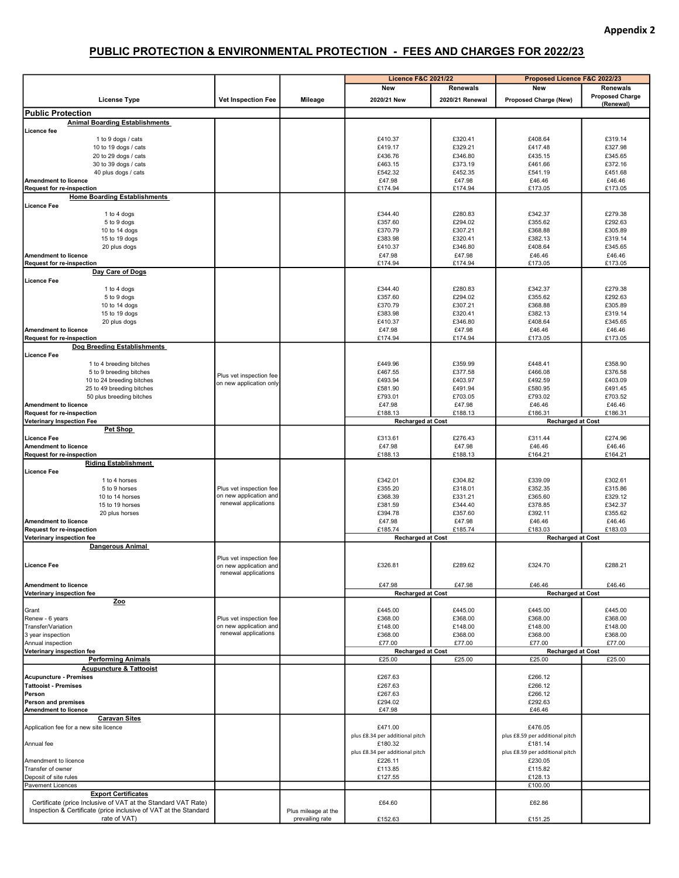**Appendix 2**

## PUBLIC PROTECTION & ENVIRONMENTAL PROTECTION - FEES AND CHARGES FOR 2022/23

| | | | Licence F&C 2021/22 | | Proposed Licence F&C 2022/23 | |
|---|---|---|---|---|---|---|
| | | | New | Renewals | New | Renewals |
| License Type | Vet Inspection Fee | Mileage | 2020/21 New | 2020/21 Renewal | Proposed Charge (New) | Proposed Charge (Renewal) |
| **Public Protection** | | | | | | |
| **Animal Boarding Establishments** | | | | | | |
| **Licence fee** | | | | | | |
| 1 to 9 dogs / cats | | | £410.37 | £320.41 | £408.64 | £319.14 |
| 10 to 19 dogs / cats | | | £419.17 | £329.21 | £417.48 | £327.98 |
| 20 to 29 dogs / cats | | | £436.76 | £346.80 | £435.15 | £345.65 |
| 30 to 39 dogs / cats | | | £463.15 | £373.19 | £461.66 | £372.16 |
| 40 plus dogs / cats | | | £542.32 | £452.35 | £541.19 | £451.68 |
| **Amendment to licence** | | | £47.98 | £47.98 | £46.46 | £46.46 |
| **Request for re-inspection** | | | £174.94 | £174.94 | £173.05 | £173.05 |
| **Home Boarding Establishments** | | | | | | |
| **Licence Fee** | | | | | | |
| 1 to 4 dogs | | | £344.40 | £280.83 | £342.37 | £279.38 |
| 5 to 9 dogs | | | £357.60 | £294.02 | £355.62 | £292.63 |
| 10 to 14 dogs | | | £370.79 | £307.21 | £368.88 | £305.89 |
| 15 to 19 dogs | | | £383.98 | £320.41 | £382.13 | £319.14 |
| 20 plus dogs | | | £410.37 | £346.80 | £408.64 | £345.65 |
| **Amendment to licence** | | | £47.98 | £47.98 | £46.46 | £46.46 |
| **Request for re-inspection** | | | £174.94 | £174.94 | £173.05 | £173.05 |
| **Day Care of Dogs** | | | | | | |
| **Licence Fee** | | | | | | |
| 1 to 4 dogs | | | £344.40 | £280.83 | £342.37 | £279.38 |
| 5 to 9 dogs | | | £357.60 | £294.02 | £355.62 | £292.63 |
| 10 to 14 dogs | | | £370.79 | £307.21 | £368.88 | £305.89 |
| 15 to 19 dogs | | | £383.98 | £320.41 | £382.13 | £319.14 |
| 20 plus dogs | | | £410.37 | £346.80 | £408.64 | £345.65 |
| **Amendment to licence** | | | £47.98 | £47.98 | £46.46 | £46.46 |
| **Request for re-inspection** | | | £174.94 | £174.94 | £173.05 | £173.05 |
| **Dog Breeding Establishments** | | | | | | |
| **Licence Fee** | | | | | | |
| 1 to 4 breeding bitches | Plus vet inspection fee on new application only | | £449.96 | £359.99 | £448.41 | £358.90 |
| 5 to 9 breeding bitches | | | £467.55 | £377.58 | £466.08 | £376.58 |
| 10 to 24 breeding bitches | | | £493.94 | £403.97 | £492.59 | £403.09 |
| 25 to 49 breeding bitches | | | £581.90 | £491.94 | £580.95 | £491.45 |
| 50 plus breeding bitches | | | £793.01 | £703.05 | £793.02 | £703.52 |
| **Amendment to licence** | | | £47.98 | £47.98 | £46.46 | £46.46 |
| **Request for re-inspection** | | | £188.13 | £188.13 | £186.31 | £186.31 |
| **Veterinary Inspection Fee** | | | Recharged at Cost | | Recharged at Cost | |
| **Pet Shop** | | | | | | |
| **Licence Fee** | | | £313.61 | £276.43 | £311.44 | £274.96 |
| **Amendment to licence** | | | £47.98 | £47.98 | £46.46 | £46.46 |
| **Request for re-inspection** | | | £188.13 | £188.13 | £164.21 | £164.21 |
| **Riding Establishment** | | | | | | |
| **Licence Fee** | | | | | | |
| 1 to 4 horses | Plus vet inspection fee on new application and renewal applications | | £342.01 | £304.82 | £339.09 | £302.61 |
| 5 to 9 horses | | | £355.20 | £318.01 | £352.35 | £315.86 |
| 10 to 14 horses | | | £368.39 | £331.21 | £365.60 | £329.12 |
| 15 to 19 horses | | | £381.59 | £344.40 | £378.85 | £342.37 |
| 20 plus horses | | | £394.78 | £357.60 | £392.11 | £355.62 |
| **Amendment to licence** | | | £47.98 | £47.98 | £46.46 | £46.46 |
| **Request for re-inspection** | | | £185.74 | £185.74 | £183.03 | £183.03 |
| **Veterinary inspection fee** | | | Recharged at Cost | | Recharged at Cost | |
| **Dangerous Animal** | | | | | | |
| **Licence Fee** | Plus vet inspection fee on new application and renewal applications | | £326.81 | £289.62 | £324.70 | £288.21 |
| **Amendment to licence** | | | £47.98 | £47.98 | £46.46 | £46.46 |
| **Veterinary inspection fee** | | | Recharged at Cost | | Recharged at Cost | |
| **Zoo** | | | | | | |
| Grant | Plus vet inspection fee on new application and renewal applications | | £445.00 | £445.00 | £445.00 | £445.00 |
| Renew - 6 years | | | £368.00 | £368.00 | £368.00 | £368.00 |
| Transfer/Variation | | | £148.00 | £148.00 | £148.00 | £148.00 |
| 3 year inspection | | | £368.00 | £368.00 | £368.00 | £368.00 |
| Annual inspection | | | £77.00 | £77.00 | £77.00 | £77.00 |
| **Veterinary inspection fee** | | | Recharged at Cost | | Recharged at Cost | |
| **Performing Animals** | | | £25.00 | £25.00 | £25.00 | £25.00 |
| **Acupuncture & Tattooist** | | | | | | |
| **Acupuncture - Premises** | | | £267.63 | | £266.12 | |
| **Tattooist - Premises** | | | £267.63 | | £266.12 | |
| **Person** | | | £267.63 | | £266.12 | |
| **Person and premises** | | | £294.02 | | £292.63 | |
| **Amendment to licence** | | | £47.98 | | £46.46 | |
| **Caravan Sites** | | | | | | |
| Application fee for a new site licence | | | £471.00 plus £8.34 per additional pitch | | £476.05 plus £8.59 per additional pitch | |
| Annual fee | | | £180.32 plus £8.34 per additional pitch | | £181.14 plus £8.59 per additional pitch | |
| Amendment to licence | | | £226.11 | | £230.05 | |
| Transfer of owner | | | £113.85 | | £115.82 | |
| Deposit of site rules | | | £127.55 | | £128.13 | |
| Pavement Licences | | | | | £100.00 | |
| **Export Certificates** | | | | | | |
| Certificate (price Inclusive of VAT at the Standard VAT Rate) | | | £64.60 | | £62.86 | |
| Inspection & Certificate (price inclusive of VAT at the Standard rate of VAT) | | Plus mileage at the prevailing rate | £152.63 | | £151.25 | |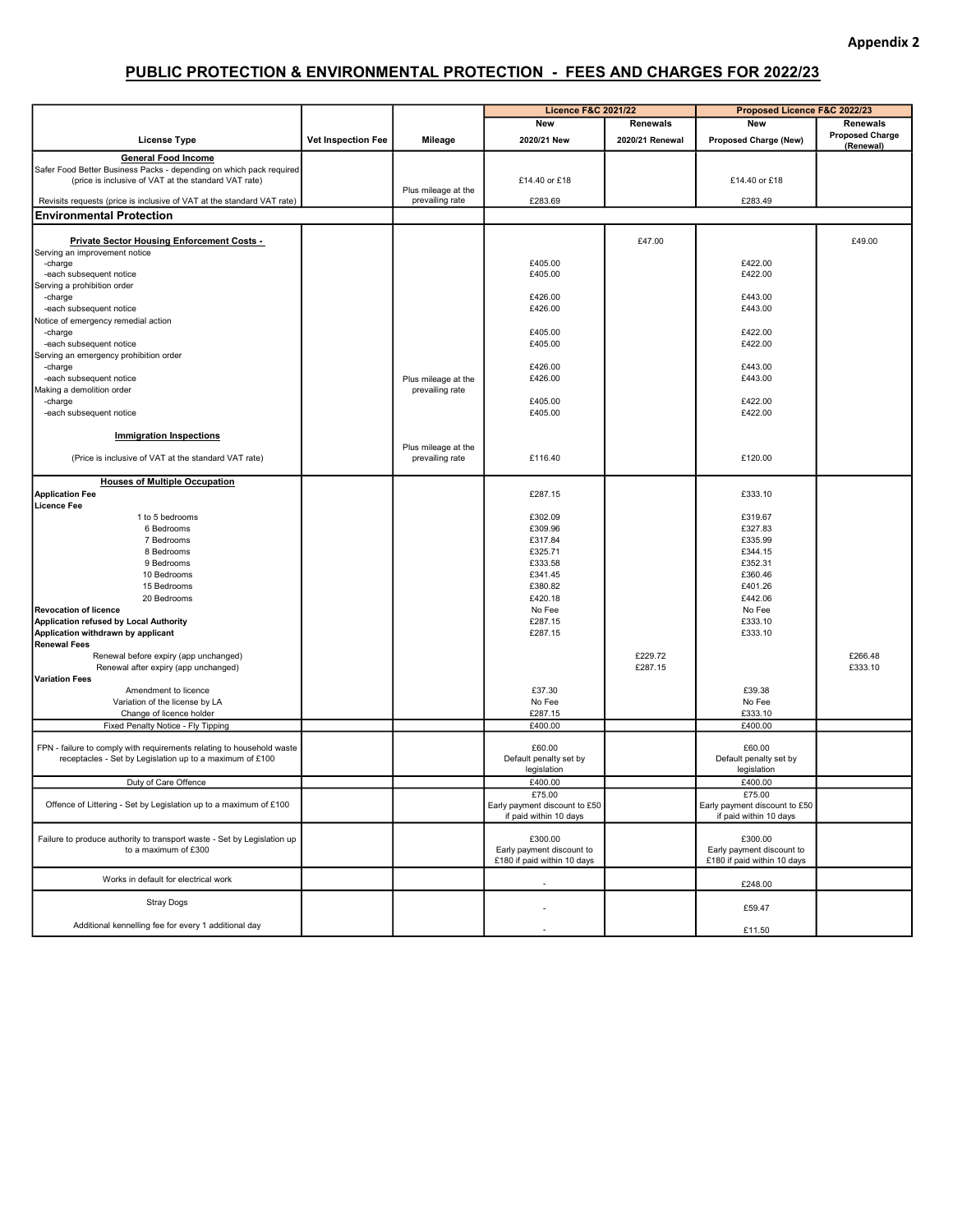**Appendix 2**

## PUBLIC PROTECTION & ENVIRONMENTAL PROTECTION - FEES AND CHARGES FOR 2022/23

| | | | Licence F&C 2021/22 | | Proposed Licence F&C 2022/23 | |
|---|---|---|---|---|---|---|
| | | | New | Renewals | New | Renewals |
| License Type | Vet Inspection Fee | Mileage | 2020/21 New | 2020/21 Renewal | Proposed Charge (New) | Proposed Charge (Renewal) |
| **General Food Income** | | | | | | |
| Safer Food Better Business Packs - depending on which pack required (price is inclusive of VAT at the standard VAT rate) | | | £14.40 or £18 | | £14.40 or £18 | |
| Revisits requests (price is inclusive of VAT at the standard VAT rate) | | Plus mileage at the prevailing rate | £283.69 | | £283.49 | |
| **Environmental Protection** | | | | | | |
| **Private Sector Housing Enforcement Costs -** | | | | £47.00 | | £49.00 |
| Serving an improvement notice | | | | | | |
| -charge | | | £405.00 | | £422.00 | |
| -each subsequent notice | | | £405.00 | | £422.00 | |
| Serving a prohibition order | | | | | | |
| -charge | | | £426.00 | | £443.00 | |
| -each subsequent notice | | | £426.00 | | £443.00 | |
| Notice of emergency remedial action | | | | | | |
| -charge | | | £405.00 | | £422.00 | |
| -each subsequent notice | | | £405.00 | | £422.00 | |
| Serving an emergency prohibition order | | | | | | |
| -charge | | | £426.00 | | £443.00 | |
| -each subsequent notice | | Plus mileage at the prevailing rate | £426.00 | | £443.00 | |
| Making a demolition order | | | | | | |
| -charge | | | £405.00 | | £422.00 | |
| -each subsequent notice | | | £405.00 | | £422.00 | |
| **Immigration Inspections** | | | | | | |
| (Price is inclusive of VAT at the standard VAT rate) | | Plus mileage at the prevailing rate | £116.40 | | £120.00 | |
| **Houses of Multiple Occupation** | | | | | | |
| **Application Fee** | | | £287.15 | | £333.10 | |
| **Licence Fee** | | | | | | |
| 1 to 5 bedrooms | | | £302.09 | | £319.67 | |
| 6 Bedrooms | | | £309.96 | | £327.83 | |
| 7 Bedrooms | | | £317.84 | | £335.99 | |
| 8 Bedrooms | | | £325.71 | | £344.15 | |
| 9 Bedrooms | | | £333.58 | | £352.31 | |
| 10 Bedrooms | | | £341.45 | | £360.46 | |
| 15 Bedrooms | | | £380.82 | | £401.26 | |
| 20 Bedrooms | | | £420.18 | | £442.06 | |
| **Revocation of licence** | | | No Fee | | No Fee | |
| **Application refused by Local Authority** | | | £287.15 | | £333.10 | |
| **Application withdrawn by applicant** | | | £287.15 | | £333.10 | |
| **Renewal Fees** | | | | | | |
| Renewal before expiry (app unchanged) | | | | £229.72 | | £266.48 |
| Renewal after expiry (app unchanged) | | | | £287.15 | | £333.10 |
| **Variation Fees** | | | | | | |
| Amendment to licence | | | £37.30 | | £39.38 | |
| Variation of the license by LA | | | No Fee | | No Fee | |
| Change of licence holder | | | £287.15 | | £333.10 | |
| Fixed Penalty Notice - Fly Tipping | | | £400.00 | | £400.00 | |
| FPN - failure to comply with requirements relating to household waste receptacles - Set by Legislation up to a maximum of £100 | | | £60.00 Default penalty set by legislation | | £60.00 Default penalty set by legislation | |
| Duty of Care Offence | | | £400.00 | | £400.00 | |
| Offence of Littering - Set by Legislation up to a maximum of £100 | | | £75.00 Early payment discount to £50 if paid within 10 days | | £75.00 Early payment discount to £50 if paid within 10 days | |
| Failure to produce authority to transport waste - Set by Legislation up to a maximum of £300 | | | £300.00 Early payment discount to £180 if paid within 10 days | | £300.00 Early payment discount to £180 if paid within 10 days | |
| Works in default for electrical work | | | - | | £248.00 | |
| Stray Dogs | | | - | | £59.47 | |
| Additional kennelling fee for every 1 additional day | | | - | | £11.50 | |